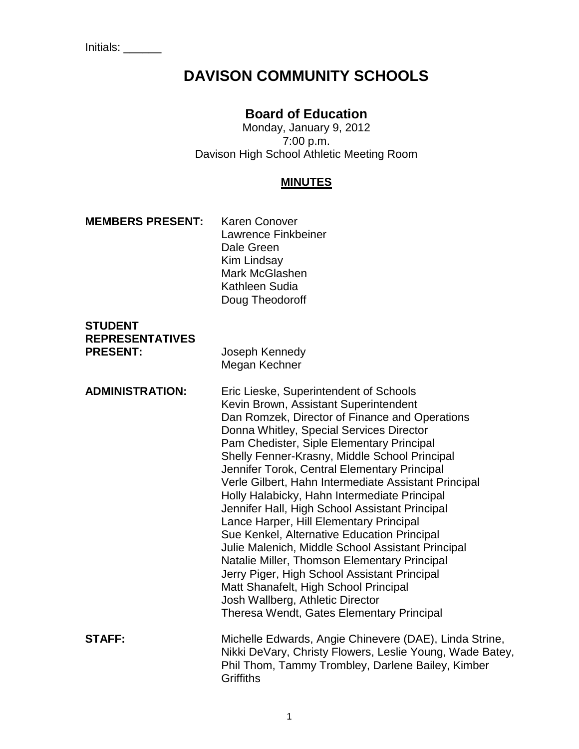Initials: ______

# DAVISON COMMUNITY SCHOOLS

## Board of Education

Monday, January 9, 2012
7:00 p.m.
Davison High School Athletic Meeting Room

**MINUTES**

**MEMBERS PRESENT:**
Karen Conover
Lawrence Finkbeiner
Dale Green
Kim Lindsay
Mark McGlashen
Kathleen Sudia
Doug Theodoroff

**STUDENT REPRESENTATIVES PRESENT:**
Joseph Kennedy
Megan Kechner

**ADMINISTRATION:**
Eric Lieske, Superintendent of Schools
Kevin Brown, Assistant Superintendent
Dan Romzek, Director of Finance and Operations
Donna Whitley, Special Services Director
Pam Chedister, Siple Elementary Principal
Shelly Fenner-Krasny, Middle School Principal
Jennifer Torok, Central Elementary Principal
Verle Gilbert, Hahn Intermediate Assistant Principal
Holly Halabicky, Hahn Intermediate Principal
Jennifer Hall, High School Assistant Principal
Lance Harper, Hill Elementary Principal
Sue Kenkel, Alternative Education Principal
Julie Malenich, Middle School Assistant Principal
Natalie Miller, Thomson Elementary Principal
Jerry Piger, High School Assistant Principal
Matt Shanafelt, High School Principal
Josh Wallberg, Athletic Director
Theresa Wendt, Gates Elementary Principal

**STAFF:**
Michelle Edwards, Angie Chinevere (DAE), Linda Strine, Nikki DeVary, Christy Flowers, Leslie Young, Wade Batey, Phil Thom, Tammy Trombley, Darlene Bailey, Kimber Griffiths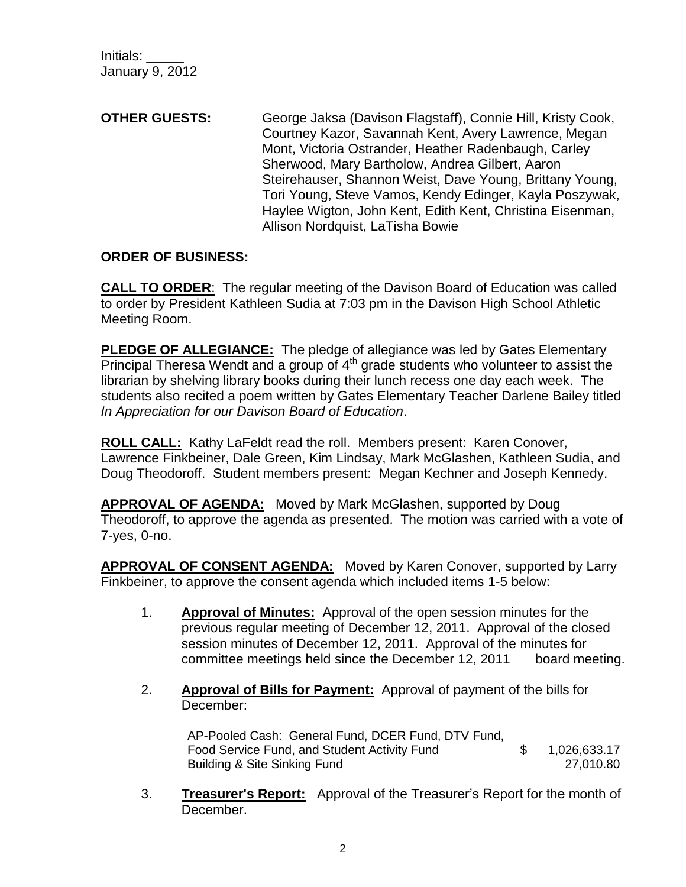Initials: _____
January 9, 2012

**OTHER GUESTS:** George Jaksa (Davison Flagstaff), Connie Hill, Kristy Cook, Courtney Kazor, Savannah Kent, Avery Lawrence, Megan Mont, Victoria Ostrander, Heather Radenbaugh, Carley Sherwood, Mary Bartholow, Andrea Gilbert, Aaron Steirehauser, Shannon Weist, Dave Young, Brittany Young, Tori Young, Steve Vamos, Kendy Edinger, Kayla Poszywak, Haylee Wigton, John Kent, Edith Kent, Christina Eisenman, Allison Nordquist, LaTisha Bowie

**ORDER OF BUSINESS:**

**CALL TO ORDER**: The regular meeting of the Davison Board of Education was called to order by President Kathleen Sudia at 7:03 pm in the Davison High School Athletic Meeting Room.

**PLEDGE OF ALLEGIANCE:** The pledge of allegiance was led by Gates Elementary Principal Theresa Wendt and a group of 4th grade students who volunteer to assist the librarian by shelving library books during their lunch recess one day each week. The students also recited a poem written by Gates Elementary Teacher Darlene Bailey titled *In Appreciation for our Davison Board of Education*.

**ROLL CALL:** Kathy LaFeldt read the roll. Members present: Karen Conover, Lawrence Finkbeiner, Dale Green, Kim Lindsay, Mark McGlashen, Kathleen Sudia, and Doug Theodoroff. Student members present: Megan Kechner and Joseph Kennedy.

**APPROVAL OF AGENDA:** Moved by Mark McGlashen, supported by Doug Theodoroff, to approve the agenda as presented. The motion was carried with a vote of 7-yes, 0-no.

**APPROVAL OF CONSENT AGENDA:** Moved by Karen Conover, supported by Larry Finkbeiner, to approve the consent agenda which included items 1-5 below:

1. **Approval of Minutes:** Approval of the open session minutes for the previous regular meeting of December 12, 2011. Approval of the closed session minutes of December 12, 2011. Approval of the minutes for committee meetings held since the December 12, 2011 board meeting.

2. **Approval of Bills for Payment:** Approval of payment of the bills for December:

| | | |
|---|---|---|
| AP-Pooled Cash: General Fund, DCER Fund, DTV Fund, Food Service Fund, and Student Activity Fund | $ | 1,026,633.17 |
| Building & Site Sinking Fund | | 27,010.80 |

3. **Treasurer's Report:** Approval of the Treasurer's Report for the month of December.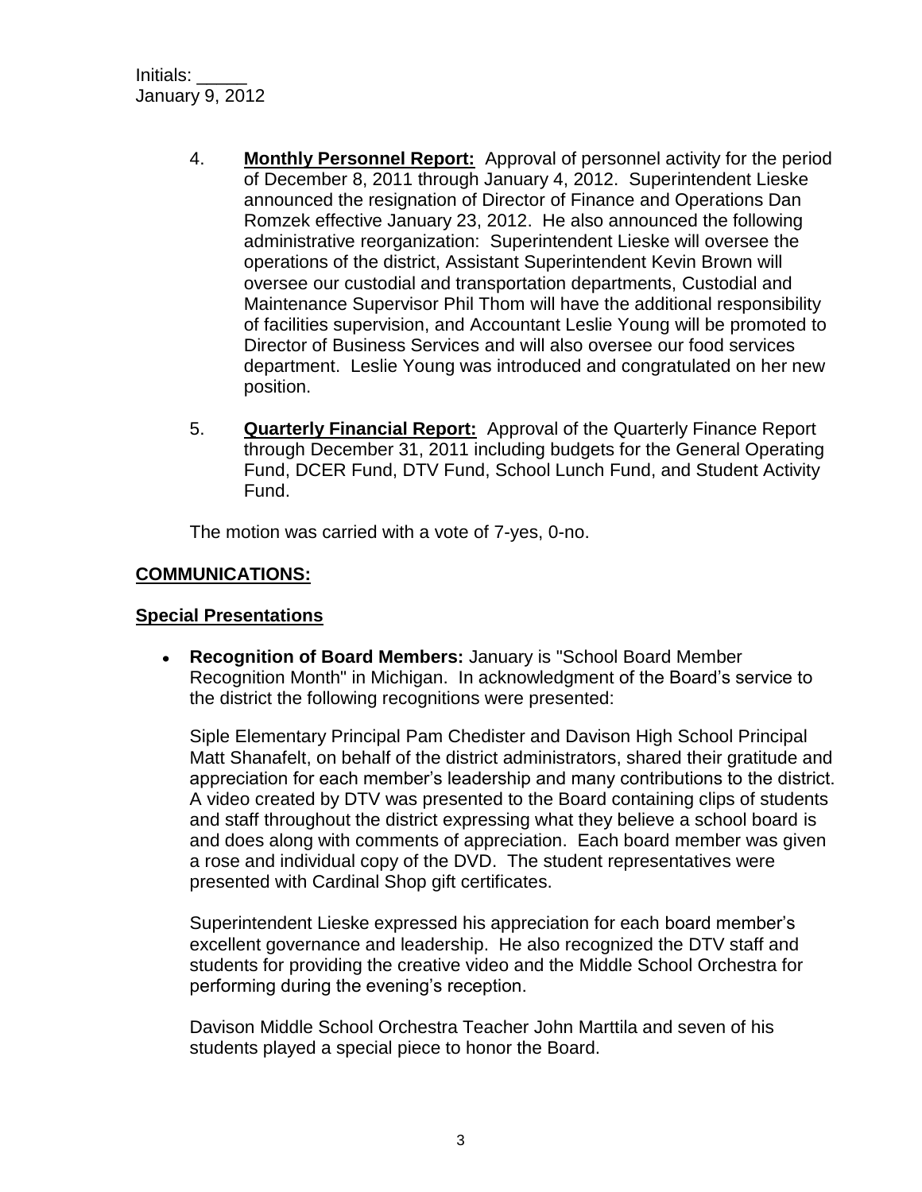Initials: _____
January 9, 2012

4. **Monthly Personnel Report:** Approval of personnel activity for the period of December 8, 2011 through January 4, 2012. Superintendent Lieske announced the resignation of Director of Finance and Operations Dan Romzek effective January 23, 2012. He also announced the following administrative reorganization: Superintendent Lieske will oversee the operations of the district, Assistant Superintendent Kevin Brown will oversee our custodial and transportation departments, Custodial and Maintenance Supervisor Phil Thom will have the additional responsibility of facilities supervision, and Accountant Leslie Young will be promoted to Director of Business Services and will also oversee our food services department. Leslie Young was introduced and congratulated on her new position.

5. **Quarterly Financial Report:** Approval of the Quarterly Finance Report through December 31, 2011 including budgets for the General Operating Fund, DCER Fund, DTV Fund, School Lunch Fund, and Student Activity Fund.

The motion was carried with a vote of 7-yes, 0-no.

**COMMUNICATIONS:**

**Special Presentations**

- **Recognition of Board Members:** January is "School Board Member Recognition Month" in Michigan. In acknowledgment of the Board's service to the district the following recognitions were presented:

  Siple Elementary Principal Pam Chedister and Davison High School Principal Matt Shanafelt, on behalf of the district administrators, shared their gratitude and appreciation for each member's leadership and many contributions to the district. A video created by DTV was presented to the Board containing clips of students and staff throughout the district expressing what they believe a school board is and does along with comments of appreciation. Each board member was given a rose and individual copy of the DVD. The student representatives were presented with Cardinal Shop gift certificates.

  Superintendent Lieske expressed his appreciation for each board member's excellent governance and leadership. He also recognized the DTV staff and students for providing the creative video and the Middle School Orchestra for performing during the evening's reception.

  Davison Middle School Orchestra Teacher John Marttila and seven of his students played a special piece to honor the Board.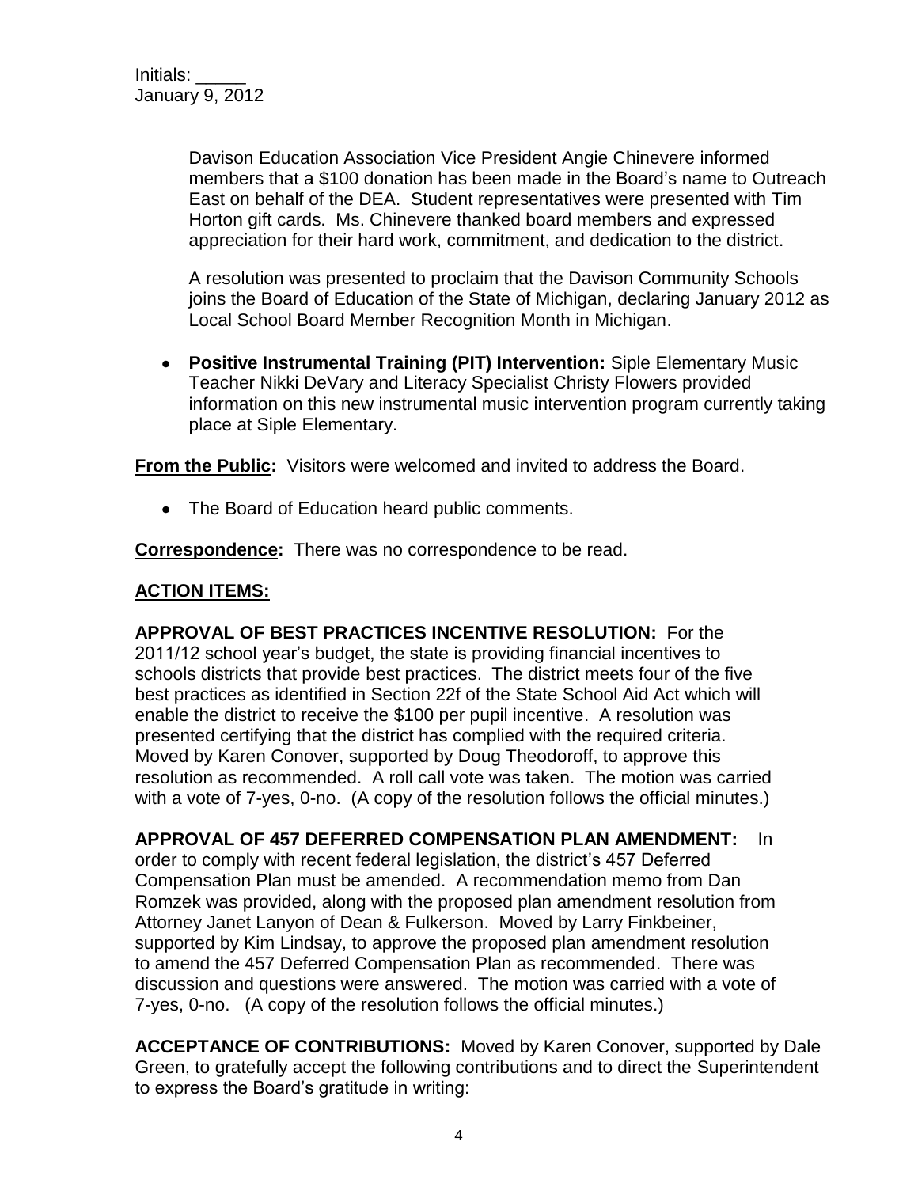Initials: _____
January 9, 2012

Davison Education Association Vice President Angie Chinevere informed members that a $100 donation has been made in the Board's name to Outreach East on behalf of the DEA. Student representatives were presented with Tim Horton gift cards. Ms. Chinevere thanked board members and expressed appreciation for their hard work, commitment, and dedication to the district.

A resolution was presented to proclaim that the Davison Community Schools joins the Board of Education of the State of Michigan, declaring January 2012 as Local School Board Member Recognition Month in Michigan.

- **Positive Instrumental Training (PIT) Intervention:** Siple Elementary Music Teacher Nikki DeVary and Literacy Specialist Christy Flowers provided information on this new instrumental music intervention program currently taking place at Siple Elementary.

**From the Public:** Visitors were welcomed and invited to address the Board.

- The Board of Education heard public comments.

**Correspondence:** There was no correspondence to be read.

## ACTION ITEMS:

**APPROVAL OF BEST PRACTICES INCENTIVE RESOLUTION:** For the 2011/12 school year's budget, the state is providing financial incentives to schools districts that provide best practices. The district meets four of the five best practices as identified in Section 22f of the State School Aid Act which will enable the district to receive the $100 per pupil incentive. A resolution was presented certifying that the district has complied with the required criteria. Moved by Karen Conover, supported by Doug Theodoroff, to approve this resolution as recommended. A roll call vote was taken. The motion was carried with a vote of 7-yes, 0-no. (A copy of the resolution follows the official minutes.)

**APPROVAL OF 457 DEFERRED COMPENSATION PLAN AMENDMENT:** In order to comply with recent federal legislation, the district's 457 Deferred Compensation Plan must be amended. A recommendation memo from Dan Romzek was provided, along with the proposed plan amendment resolution from Attorney Janet Lanyon of Dean & Fulkerson. Moved by Larry Finkbeiner, supported by Kim Lindsay, to approve the proposed plan amendment resolution to amend the 457 Deferred Compensation Plan as recommended. There was discussion and questions were answered. The motion was carried with a vote of 7-yes, 0-no. (A copy of the resolution follows the official minutes.)

**ACCEPTANCE OF CONTRIBUTIONS:** Moved by Karen Conover, supported by Dale Green, to gratefully accept the following contributions and to direct the Superintendent to express the Board's gratitude in writing: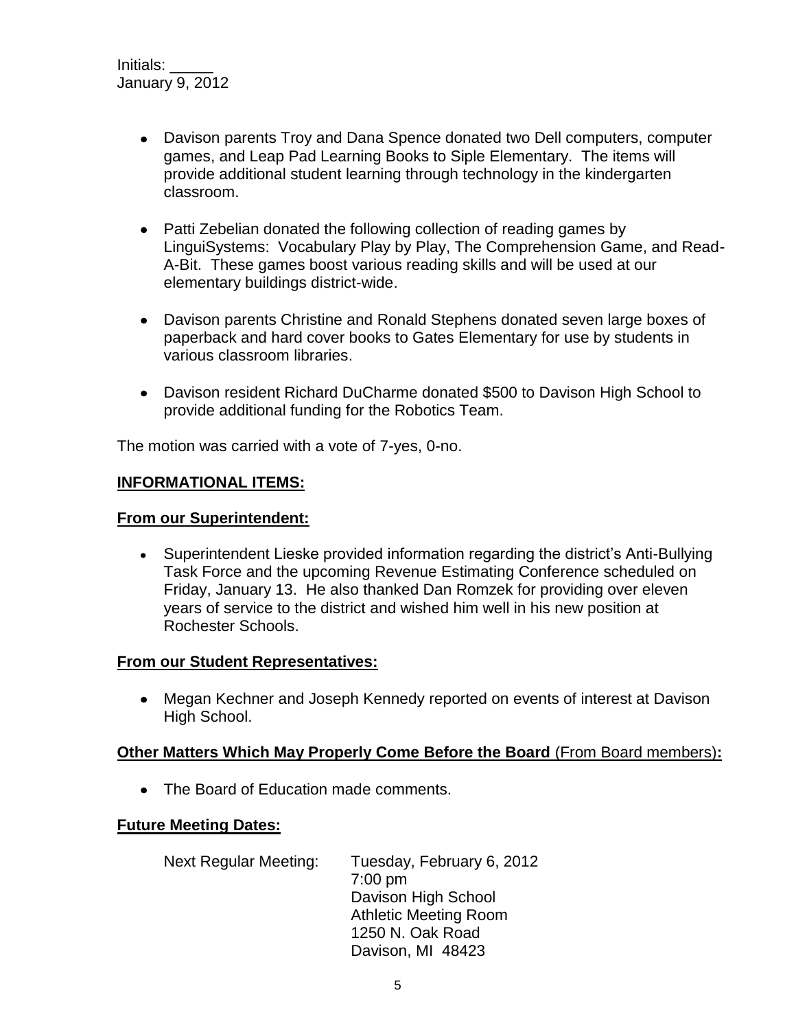Initials: _____
January 9, 2012

- Davison parents Troy and Dana Spence donated two Dell computers, computer games, and Leap Pad Learning Books to Siple Elementary. The items will provide additional student learning through technology in the kindergarten classroom.

- Patti Zebelian donated the following collection of reading games by LinguiSystems: Vocabulary Play by Play, The Comprehension Game, and Read-A-Bit. These games boost various reading skills and will be used at our elementary buildings district-wide.

- Davison parents Christine and Ronald Stephens donated seven large boxes of paperback and hard cover books to Gates Elementary for use by students in various classroom libraries.

- Davison resident Richard DuCharme donated $500 to Davison High School to provide additional funding for the Robotics Team.

The motion was carried with a vote of 7-yes, 0-no.

**INFORMATIONAL ITEMS:**

**From our Superintendent:**

- Superintendent Lieske provided information regarding the district's Anti-Bullying Task Force and the upcoming Revenue Estimating Conference scheduled on Friday, January 13. He also thanked Dan Romzek for providing over eleven years of service to the district and wished him well in his new position at Rochester Schools.

**From our Student Representatives:**

- Megan Kechner and Joseph Kennedy reported on events of interest at Davison High School.

**Other Matters Which May Properly Come Before the Board** (From Board members)**:**

- The Board of Education made comments.

**Future Meeting Dates:**

Next Regular Meeting: Tuesday, February 6, 2012
7:00 pm
Davison High School
Athletic Meeting Room
1250 N. Oak Road
Davison, MI 48423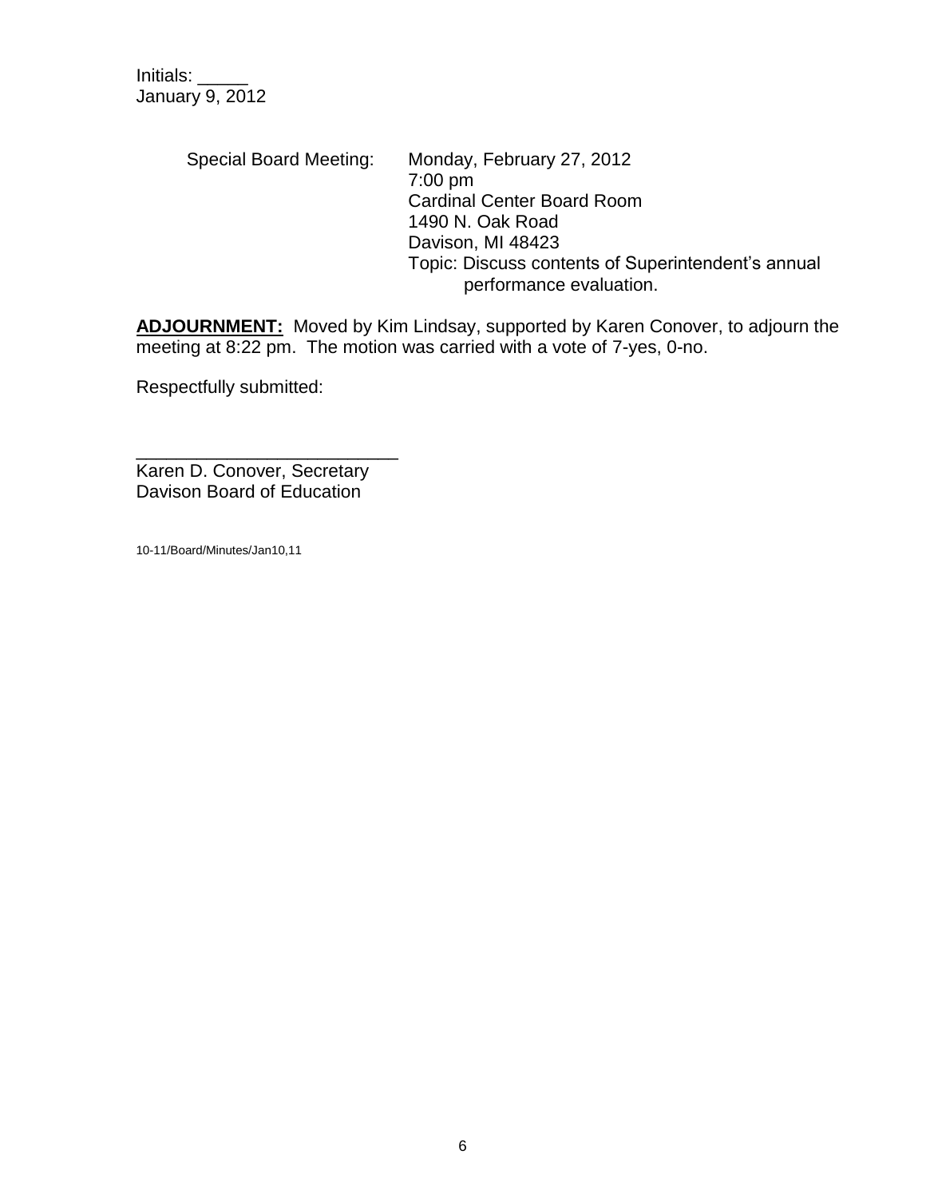Initials: _____
January 9, 2012

Special Board Meeting: Monday, February 27, 2012
7:00 pm
Cardinal Center Board Room
1490 N. Oak Road
Davison, MI 48423
Topic: Discuss contents of Superintendent's annual performance evaluation.

**ADJOURNMENT:** Moved by Kim Lindsay, supported by Karen Conover, to adjourn the meeting at 8:22 pm. The motion was carried with a vote of 7-yes, 0-no.

Respectfully submitted:

___________________________
Karen D. Conover, Secretary
Davison Board of Education

10-11/Board/Minutes/Jan10,11